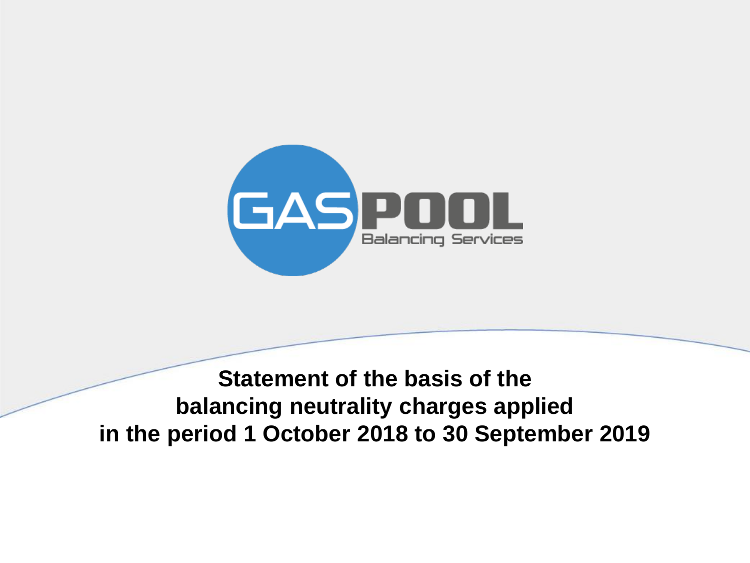GASPOOL

Balancing Services

# Statement of the basis of the balancing neutrality charges applied in the period 1 October 2018 to 30 September 2019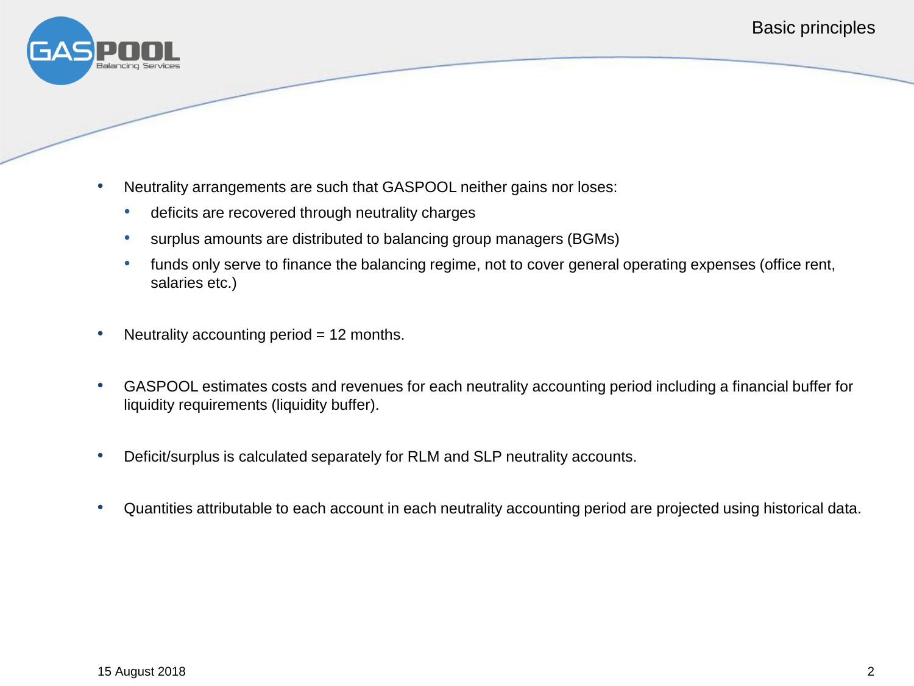# Basic principles

- Neutrality arrangements are such that GASPOOL neither gains nor loses:
  - deficits are recovered through neutrality charges
  - surplus amounts are distributed to balancing group managers (BGMs)
  - funds only serve to finance the balancing regime, not to cover general operating expenses (office rent, salaries etc.)

- Neutrality accounting period = 12 months.

- GASPOOL estimates costs and revenues for each neutrality accounting period including a financial buffer for liquidity requirements (liquidity buffer).

- Deficit/surplus is calculated separately for RLM and SLP neutrality accounts.

- Quantities attributable to each account in each neutrality accounting period are projected using historical data.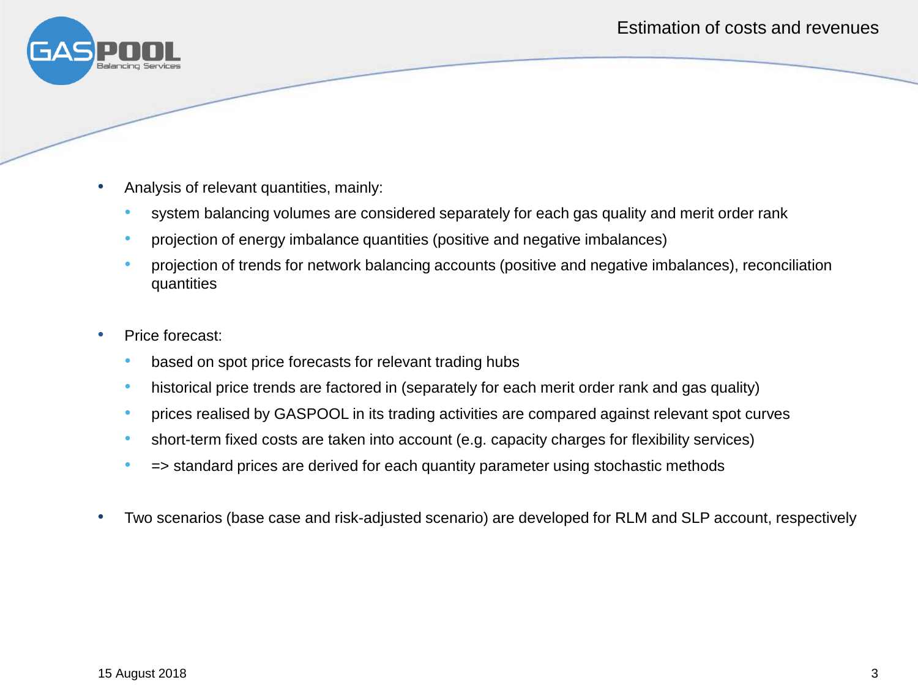## Estimation of costs and revenues

- Analysis of relevant quantities, mainly:
  - system balancing volumes are considered separately for each gas quality and merit order rank
  - projection of energy imbalance quantities (positive and negative imbalances)
  - projection of trends for network balancing accounts (positive and negative imbalances), reconciliation quantities

- Price forecast:
  - based on spot price forecasts for relevant trading hubs
  - historical price trends are factored in (separately for each merit order rank and gas quality)
  - prices realised by GASPOOL in its trading activities are compared against relevant spot curves
  - short-term fixed costs are taken into account (e.g. capacity charges for flexibility services)
  - => standard prices are derived for each quantity parameter using stochastic methods

- Two scenarios (base case and risk-adjusted scenario) are developed for RLM and SLP account, respectively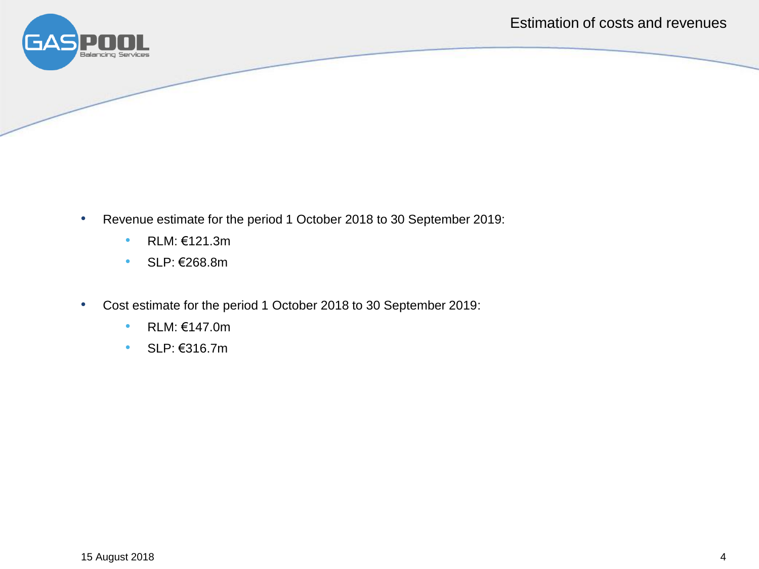# Estimation of costs and revenues

- Revenue estimate for the period 1 October 2018 to 30 September 2019:
  - RLM: €121.3m
  - SLP: €268.8m

- Cost estimate for the period 1 October 2018 to 30 September 2019:
  - RLM: €147.0m
  - SLP: €316.7m

15 August 2018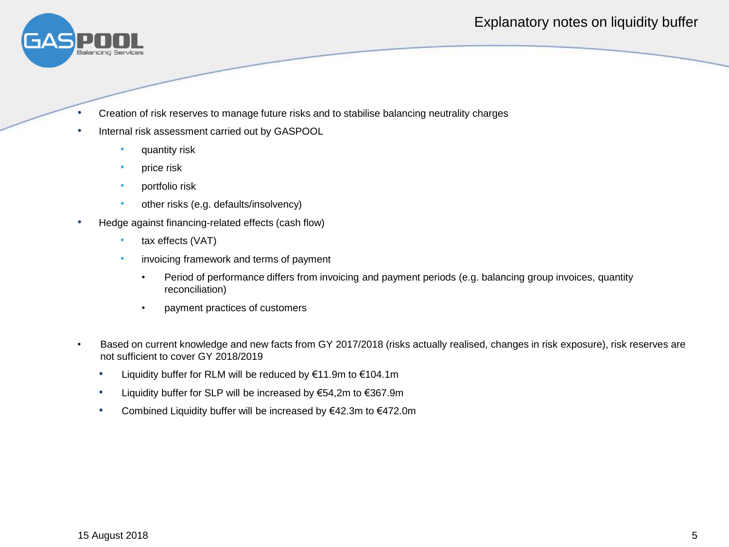# Explanatory notes on liquidity buffer

- Creation of risk reserves to manage future risks and to stabilise balancing neutrality charges
- Internal risk assessment carried out by GASPOOL
  - quantity risk
  - price risk
  - portfolio risk
  - other risks (e.g. defaults/insolvency)
- Hedge against financing-related effects (cash flow)
  - tax effects (VAT)
  - invoicing framework and terms of payment
    - Period of performance differs from invoicing and payment periods (e.g. balancing group invoices, quantity reconciliation)
    - payment practices of customers

- Based on current knowledge and new facts from GY 2017/2018 (risks actually realised, changes in risk exposure), risk reserves are not sufficient to cover GY 2018/2019
  - Liquidity buffer for RLM will be reduced by €11.9m to €104.1m
  - Liquidity buffer for SLP will be increased by €54,2m to €367.9m
  - Combined Liquidity buffer will be increased by €42.3m to €472.0m

15 August 2018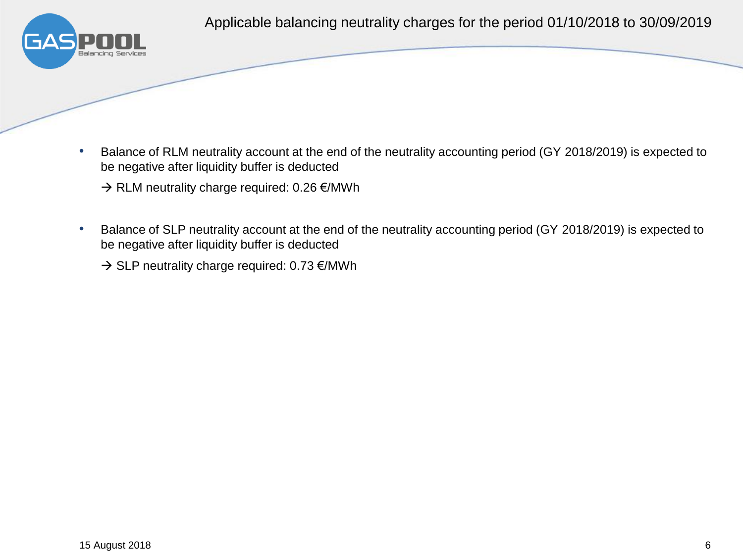# Applicable balancing neutrality charges for the period 01/10/2018 to 30/09/2019

- Balance of RLM neutrality account at the end of the neutrality accounting period (GY 2018/2019) is expected to be negative after liquidity buffer is deducted

  → RLM neutrality charge required: 0.26 €/MWh

- Balance of SLP neutrality account at the end of the neutrality accounting period (GY 2018/2019) is expected to be negative after liquidity buffer is deducted

  → SLP neutrality charge required: 0.73 €/MWh

15 August 2018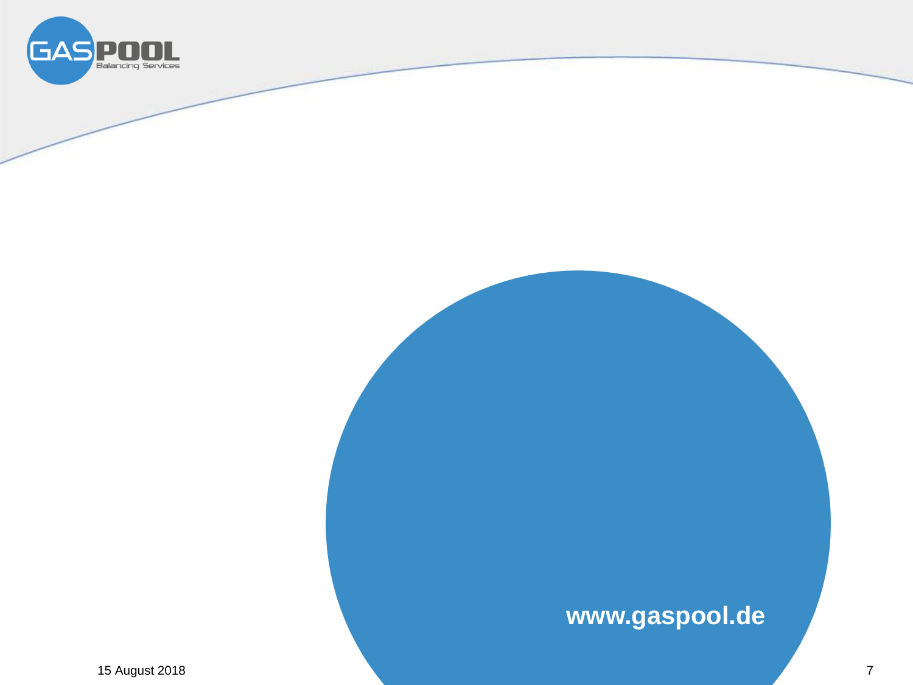www.gaspool.de